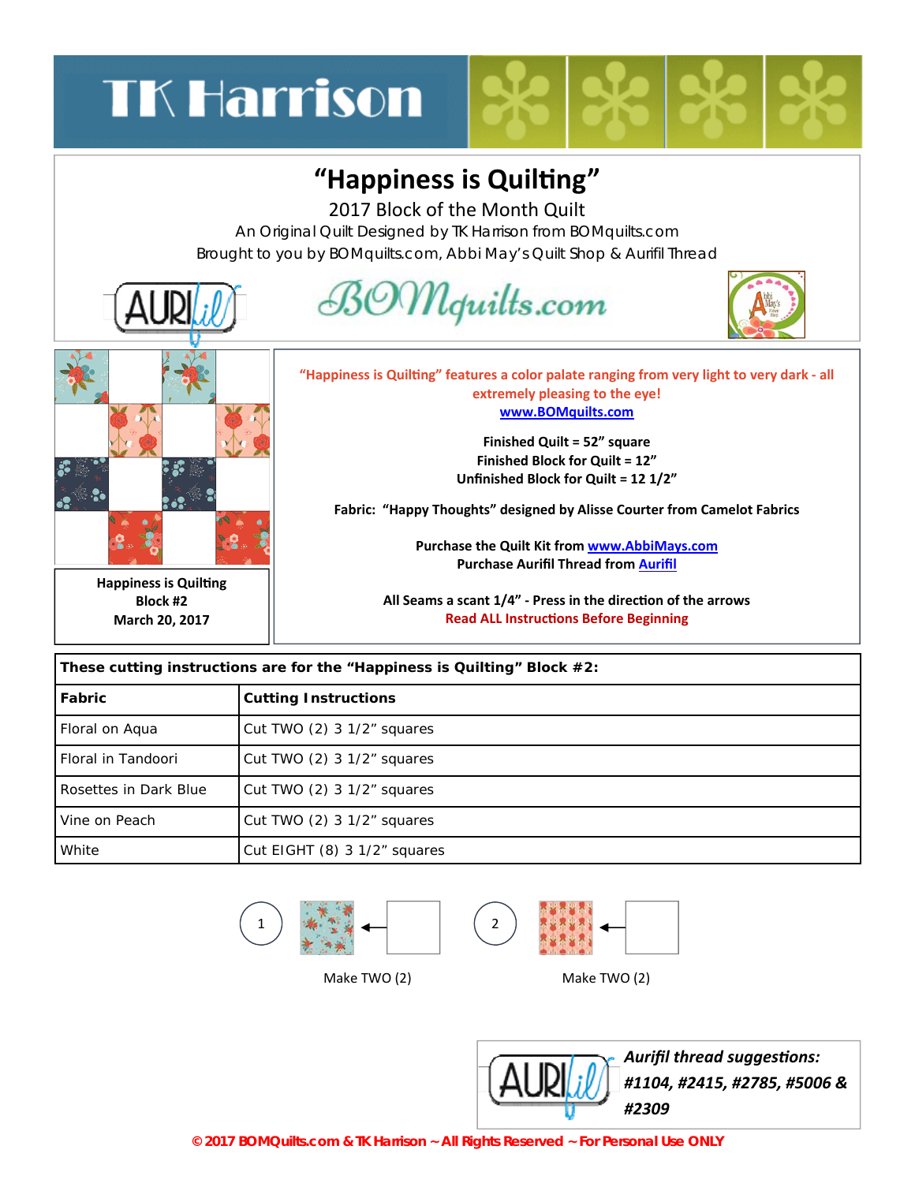TK Harrison

# "Happiness is Quilting"

2017 Block of the Month Quilt

An Original Quilt Designed by TK Harrison from BOMquilts.com

Brought to you by BOMquilts.com, Abbi May's Quilt Shop & Aurifil Thread

**Happiness is Quilting**
**Block #2**
**March 20, 2017**

**"Happiness is Quilting" features a color palate ranging from very light to very dark - all extremely pleasing to the eye!**

**www.BOMquilts.com**

**Finished Quilt = 52" square**
**Finished Block for Quilt = 12"**
**Unfinished Block for Quilt = 12 1/2"**

**Fabric: "Happy Thoughts" designed by Alisse Courter from Camelot Fabrics**

**Purchase the Quilt Kit from www.AbbiMays.com**
**Purchase Aurifil Thread from Aurifil**

**All Seams a scant 1/4" - Press in the direction of the arrows**
**Read ALL Instructions Before Beginning**

| **These cutting instructions are for the "Happiness is Quilting" Block #2:** | |
|---|---|
| **Fabric** | **Cutting Instructions** |
| Floral on Aqua | Cut TWO (2) 3 1/2" squares |
| Floral in Tandoori | Cut TWO (2) 3 1/2" squares |
| Rosettes in Dark Blue | Cut TWO (2) 3 1/2" squares |
| Vine on Peach | Cut TWO (2) 3 1/2" squares |
| White | Cut EIGHT (8) 3 1/2" squares |

1 — Make TWO (2)

2 — Make TWO (2)

***Aurifil thread suggestions: #1104, #2415, #2785, #5006 & #2309***

**© 2017 BOMQuilts.com & TK Harrison ~ All Rights Reserved ~ For Personal Use ONLY**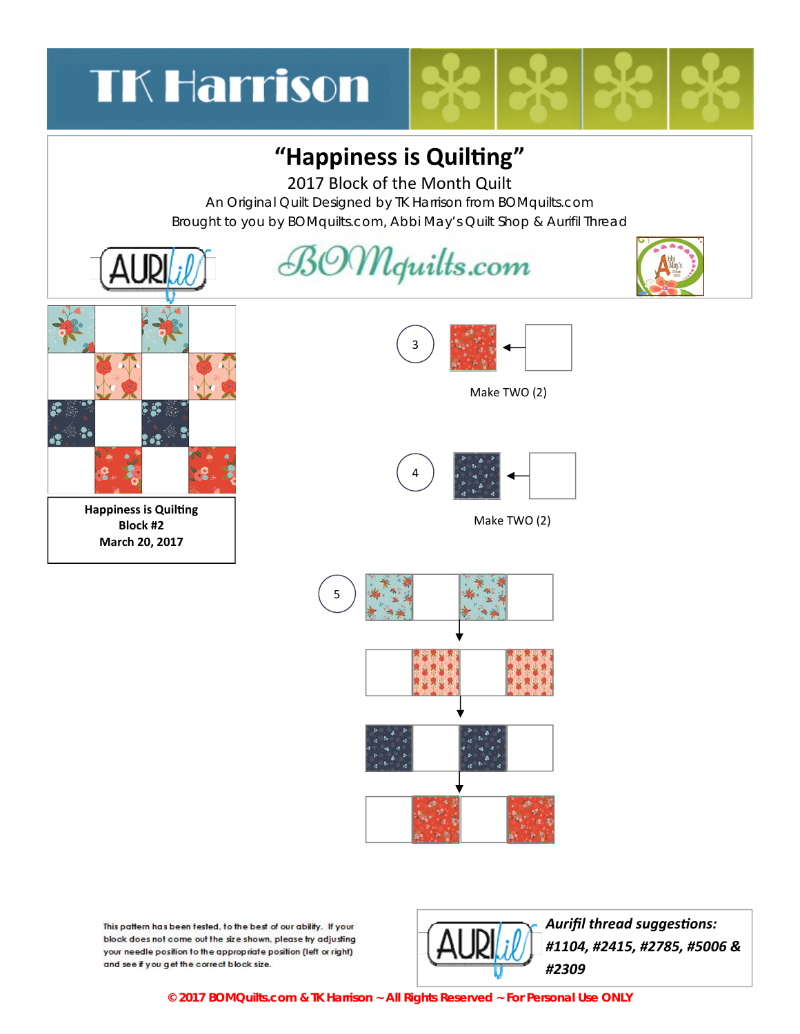# “Happiness is Quilting”

2017 Block of the Month Quilt

An Original Quilt Designed by TK Harrison from BOMquilts.com

Brought to you by BOMquilts.com, Abbi May’s Quilt Shop & Aurifil Thread

**Happiness is Quilting**
**Block #2**
**March 20, 2017**

3

Make TWO (2)

4

Make TWO (2)

5

This pattern has been tested, to the best of our ability. If your block does not come out the size shown, please try adjusting your needle position to the appropriate position (left or right) and see if you get the correct block size.

***Aurifil thread suggestions: #1104, #2415, #2785, #5006 & #2309***

**© 2017 BOMQuilts.com & TK Harrison ~ All Rights Reserved ~ For Personal Use ONLY**